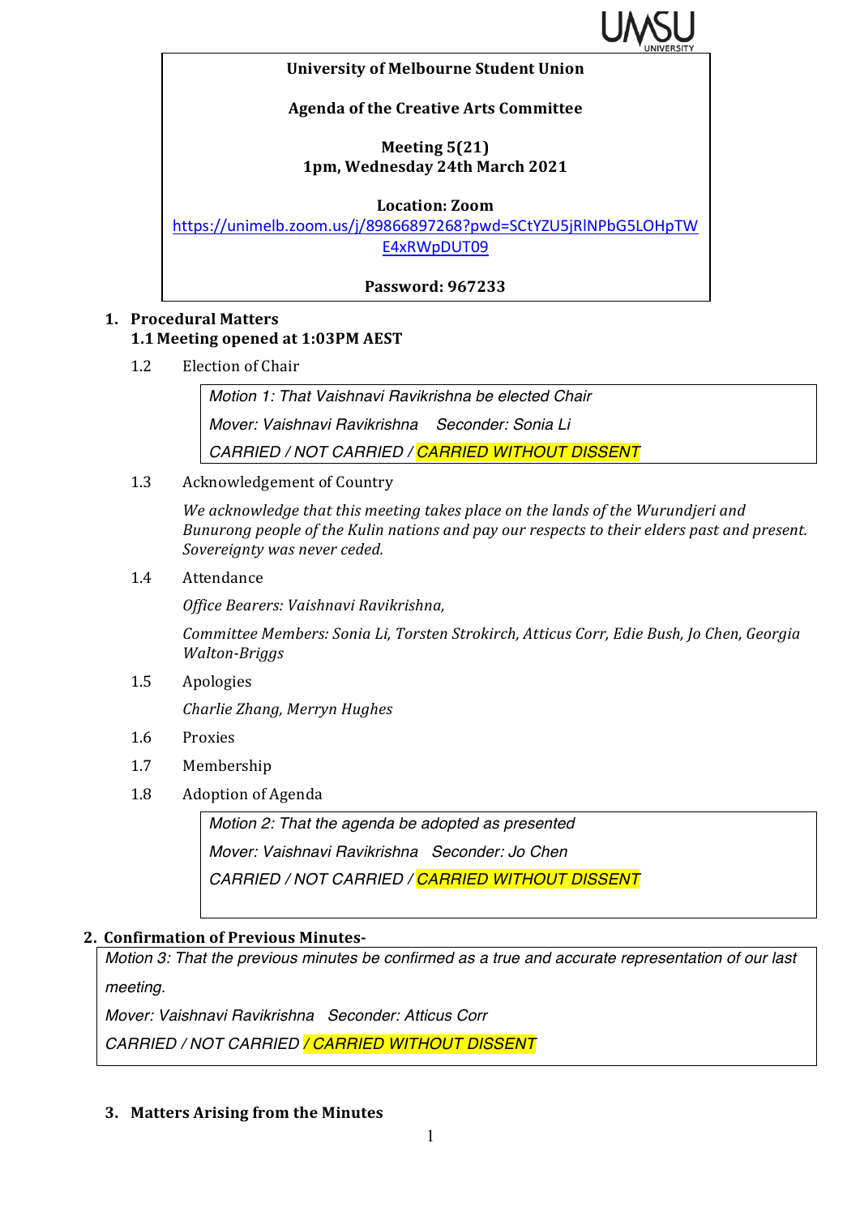**University of Melbourne Student Union**

**Agenda of the Creative Arts Committee**

**Meeting 5(21)**
**1pm, Wednesday 24th March 2021**

**Location: Zoom**
https://unimelb.zoom.us/j/89866897268?pwd=SCtYZU5jRlNPbG5LOHpTWE4xRWpDUT09

**Password: 967233**

## 1. Procedural Matters

### 1.1 Meeting opened at 1:03PM AEST

1.2 Election of Chair

> *Motion 1: That Vaishnavi Ravikrishna be elected Chair*
>
> *Mover: Vaishnavi Ravikrishna Seconder: Sonia Li*
>
> *CARRIED / NOT CARRIED / CARRIED WITHOUT DISSENT*

1.3 Acknowledgement of Country

*We acknowledge that this meeting takes place on the lands of the Wurundjeri and Bunurong people of the Kulin nations and pay our respects to their elders past and present. Sovereignty was never ceded.*

1.4 Attendance

*Office Bearers: Vaishnavi Ravikrishna,*

*Committee Members: Sonia Li, Torsten Strokirch, Atticus Corr, Edie Bush, Jo Chen, Georgia Walton-Briggs*

1.5 Apologies

*Charlie Zhang, Merryn Hughes*

1.6 Proxies

1.7 Membership

1.8 Adoption of Agenda

> *Motion 2: That the agenda be adopted as presented*
>
> *Mover: Vaishnavi Ravikrishna Seconder: Jo Chen*
>
> *CARRIED / NOT CARRIED / CARRIED WITHOUT DISSENT*

## 2. Confirmation of Previous Minutes-

> *Motion 3: That the previous minutes be confirmed as a true and accurate representation of our last meeting.*
>
> *Mover: Vaishnavi Ravikrishna Seconder: Atticus Corr*
>
> *CARRIED / NOT CARRIED / CARRIED WITHOUT DISSENT*

## 3. Matters Arising from the Minutes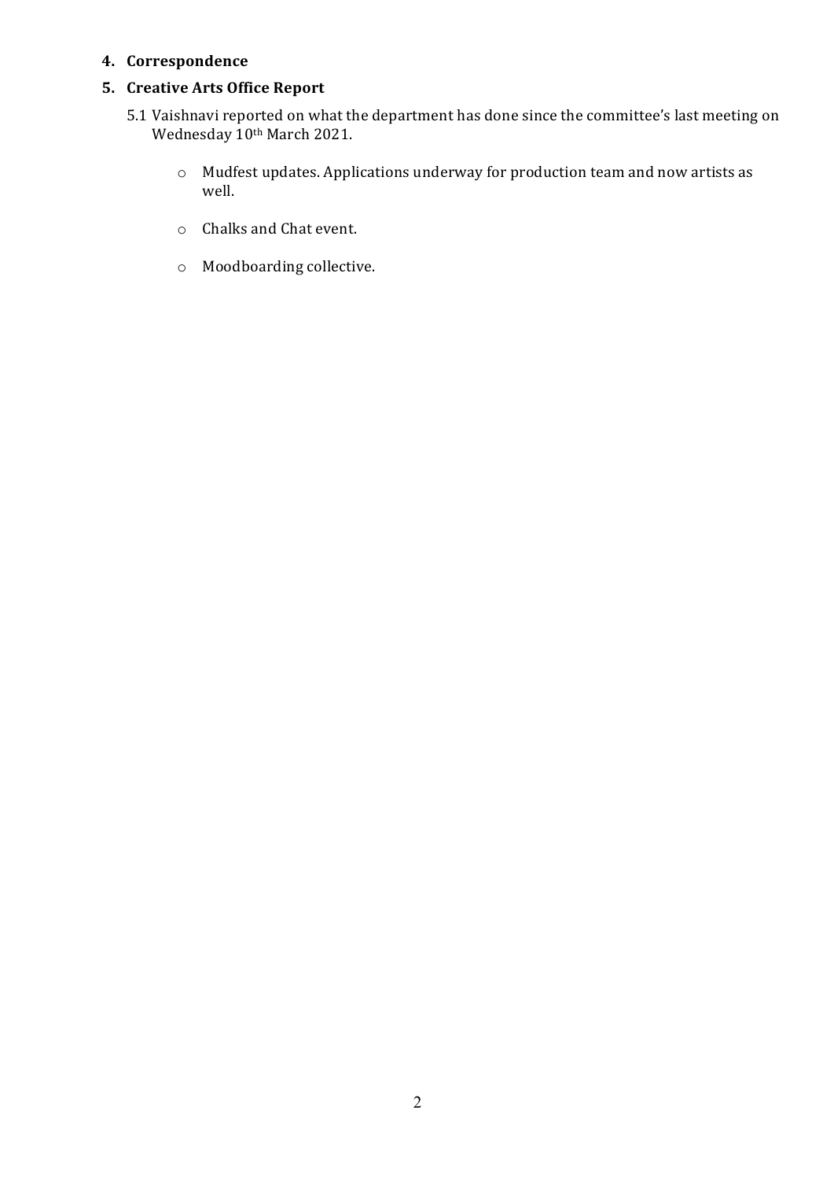**4. Correspondence**

**5. Creative Arts Office Report**

5.1 Vaishnavi reported on what the department has done since the committee's last meeting on Wednesday 10th March 2021.

- Mudfest updates. Applications underway for production team and now artists as well.
- Chalks and Chat event.
- Moodboarding collective.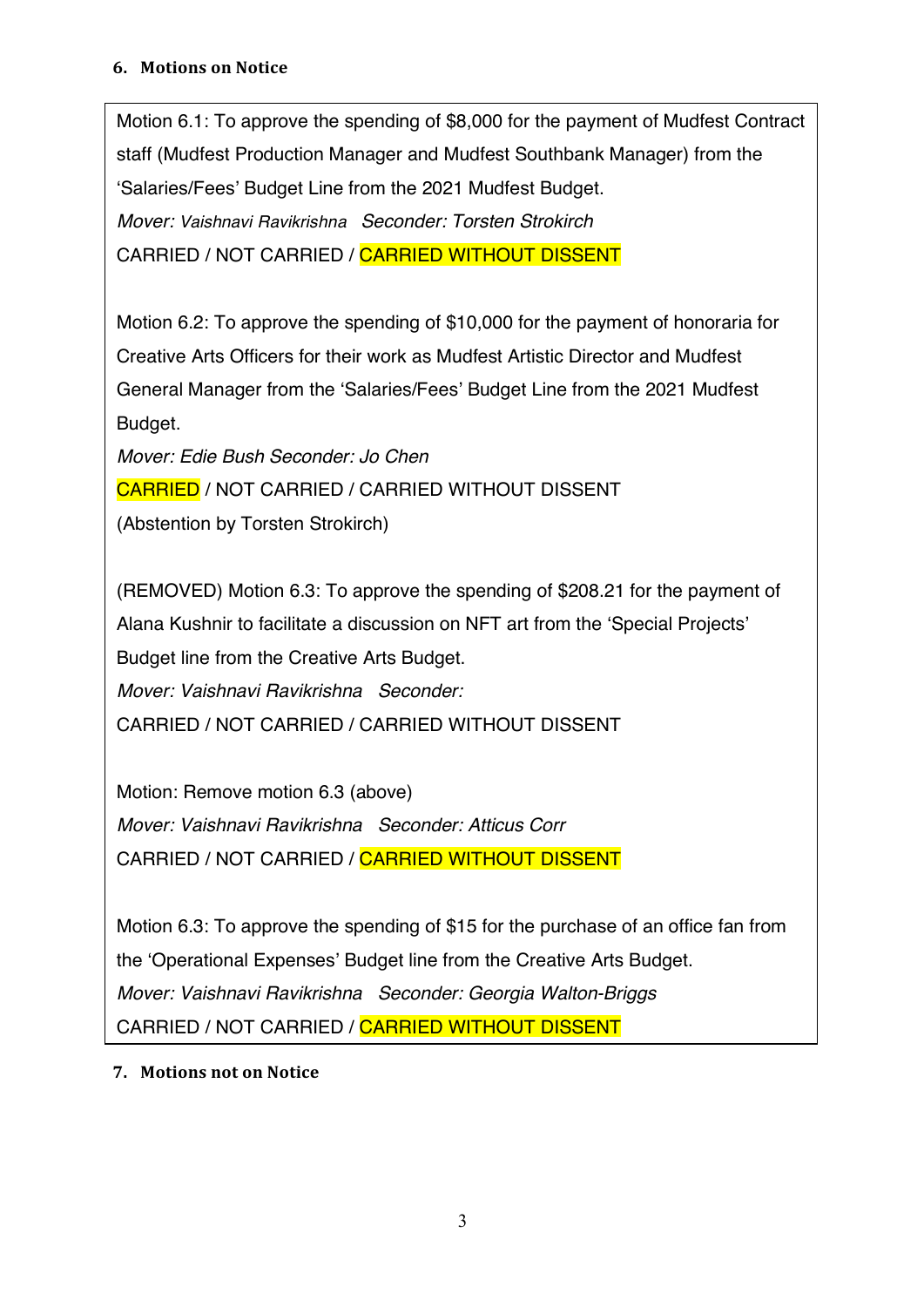## 6. Motions on Notice

Motion 6.1: To approve the spending of $8,000 for the payment of Mudfest Contract staff (Mudfest Production Manager and Mudfest Southbank Manager) from the 'Salaries/Fees' Budget Line from the 2021 Mudfest Budget.
*Mover: Vaishnavi Ravikrishna Seconder: Torsten Strokirch*
CARRIED / NOT CARRIED / **CARRIED WITHOUT DISSENT**

Motion 6.2: To approve the spending of $10,000 for the payment of honoraria for Creative Arts Officers for their work as Mudfest Artistic Director and Mudfest General Manager from the 'Salaries/Fees' Budget Line from the 2021 Mudfest Budget.
*Mover: Edie Bush Seconder: Jo Chen*
**CARRIED** / NOT CARRIED / CARRIED WITHOUT DISSENT
(Abstention by Torsten Strokirch)

(REMOVED) Motion 6.3: To approve the spending of $208.21 for the payment of Alana Kushnir to facilitate a discussion on NFT art from the 'Special Projects' Budget line from the Creative Arts Budget.
*Mover: Vaishnavi Ravikrishna Seconder:*
CARRIED / NOT CARRIED / CARRIED WITHOUT DISSENT

Motion: Remove motion 6.3 (above)
*Mover: Vaishnavi Ravikrishna Seconder: Atticus Corr*
CARRIED / NOT CARRIED / **CARRIED WITHOUT DISSENT**

Motion 6.3: To approve the spending of $15 for the purchase of an office fan from the 'Operational Expenses' Budget line from the Creative Arts Budget.
*Mover: Vaishnavi Ravikrishna Seconder: Georgia Walton-Briggs*
CARRIED / NOT CARRIED / **CARRIED WITHOUT DISSENT**

## 7. Motions not on Notice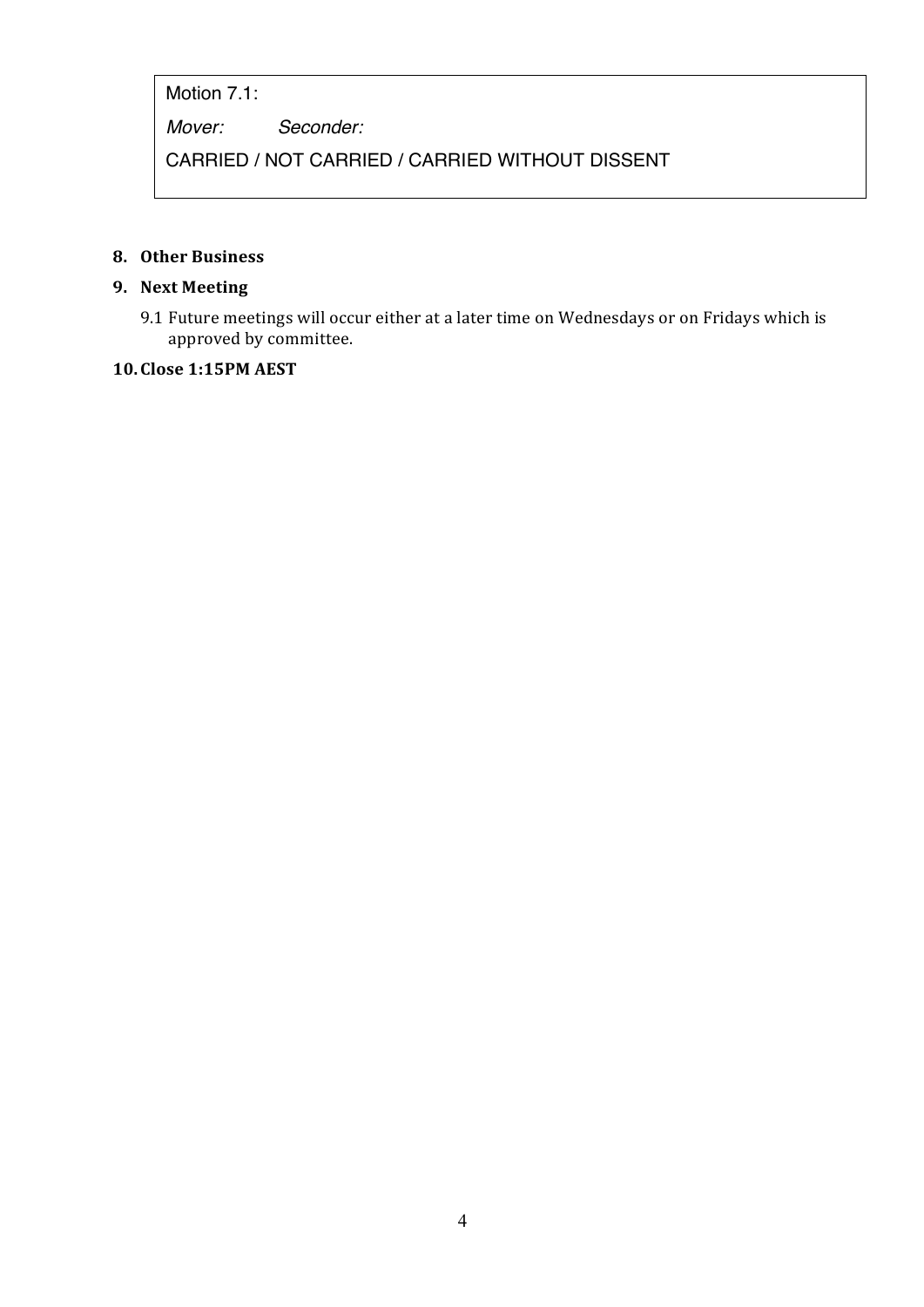Motion 7.1:

*Mover:* *Seconder:*

CARRIED / NOT CARRIED / CARRIED WITHOUT DISSENT

**8. Other Business**

**9. Next Meeting**

9.1 Future meetings will occur either at a later time on Wednesdays or on Fridays which is approved by committee.

**10. Close 1:15PM AEST**